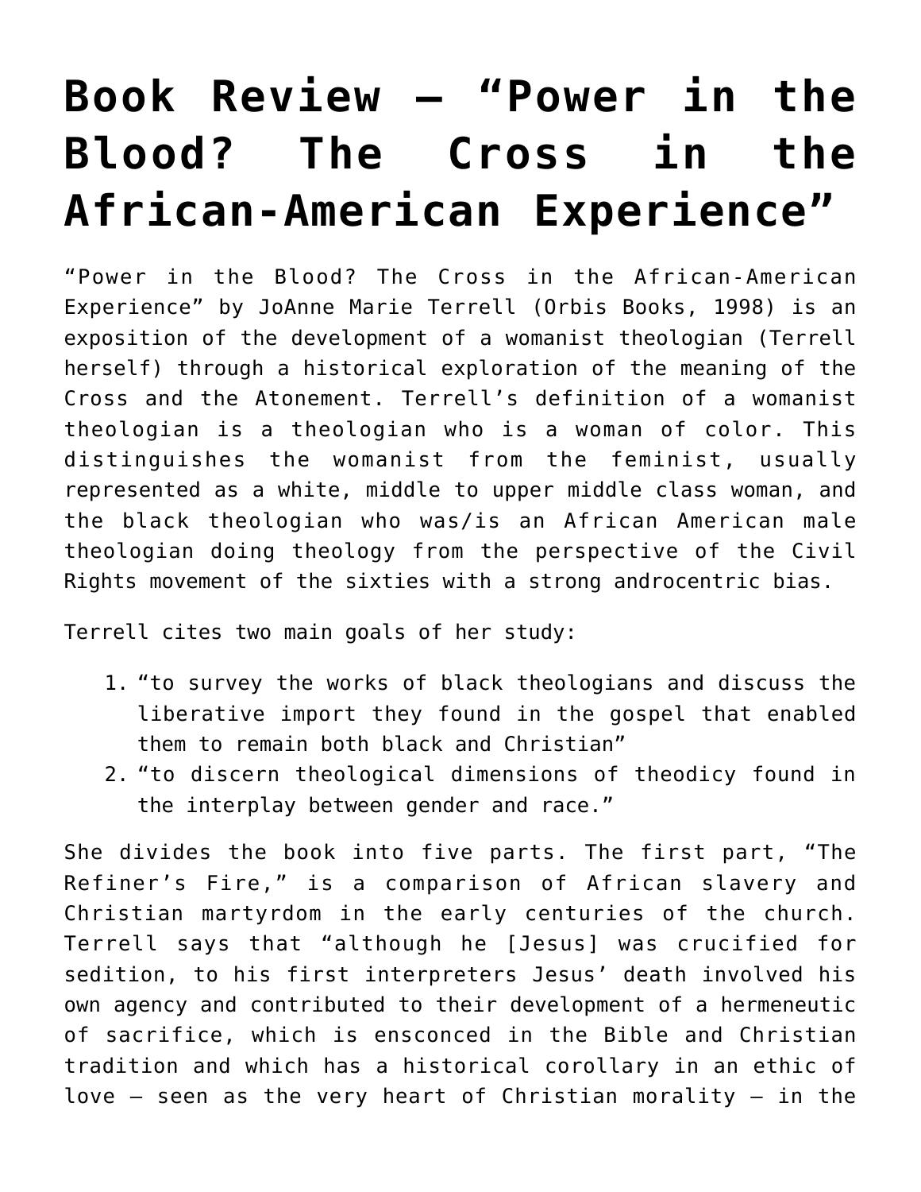# Book Review – "Power in the Blood? The Cross in the African-American Experience"

"Power in the Blood? The Cross in the African-American Experience" by JoAnne Marie Terrell (Orbis Books, 1998) is an exposition of the development of a womanist theologian (Terrell herself) through a historical exploration of the meaning of the Cross and the Atonement. Terrell's definition of a womanist theologian is a theologian who is a woman of color. This distinguishes the womanist from the feminist, usually represented as a white, middle to upper middle class woman, and the black theologian who was/is an African American male theologian doing theology from the perspective of the Civil Rights movement of the sixties with a strong androcentric bias.

Terrell cites two main goals of her study:

1. "to survey the works of black theologians and discuss the liberative import they found in the gospel that enabled them to remain both black and Christian"
2. "to discern theological dimensions of theodicy found in the interplay between gender and race."

She divides the book into five parts. The first part, "The Refiner's Fire," is a comparison of African slavery and Christian martyrdom in the early centuries of the church. Terrell says that "although he [Jesus] was crucified for sedition, to his first interpreters Jesus' death involved his own agency and contributed to their development of a hermeneutic of sacrifice, which is ensconced in the Bible and Christian tradition and which has a historical corollary in an ethic of love – seen as the very heart of Christian morality – in the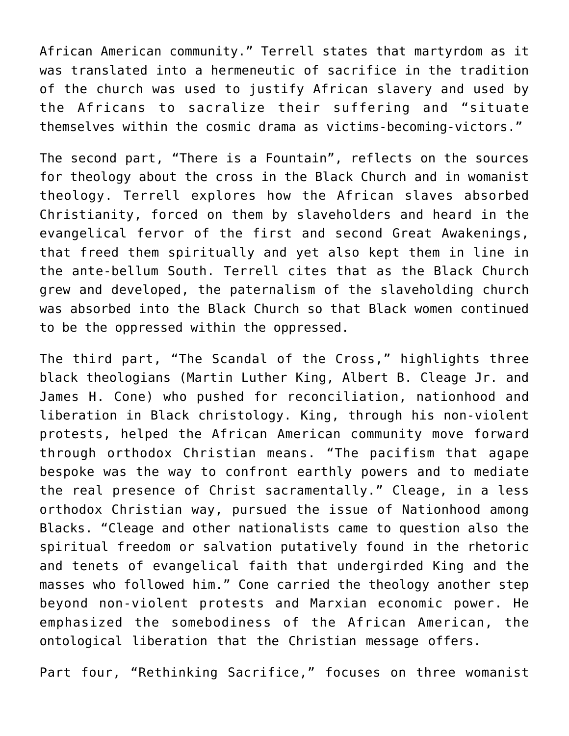African American community." Terrell states that martyrdom as it was translated into a hermeneutic of sacrifice in the tradition of the church was used to justify African slavery and used by the Africans to sacralize their suffering and "situate themselves within the cosmic drama as victims-becoming-victors."

The second part, "There is a Fountain", reflects on the sources for theology about the cross in the Black Church and in womanist theology. Terrell explores how the African slaves absorbed Christianity, forced on them by slaveholders and heard in the evangelical fervor of the first and second Great Awakenings, that freed them spiritually and yet also kept them in line in the ante-bellum South. Terrell cites that as the Black Church grew and developed, the paternalism of the slaveholding church was absorbed into the Black Church so that Black women continued to be the oppressed within the oppressed.

The third part, "The Scandal of the Cross," highlights three black theologians (Martin Luther King, Albert B. Cleage Jr. and James H. Cone) who pushed for reconciliation, nationhood and liberation in Black christology. King, through his non-violent protests, helped the African American community move forward through orthodox Christian means. "The pacifism that agape bespoke was the way to confront earthly powers and to mediate the real presence of Christ sacramentally." Cleage, in a less orthodox Christian way, pursued the issue of Nationhood among Blacks. "Cleage and other nationalists came to question also the spiritual freedom or salvation putatively found in the rhetoric and tenets of evangelical faith that undergirded King and the masses who followed him." Cone carried the theology another step beyond non-violent protests and Marxian economic power. He emphasized the somebodiness of the African American, the ontological liberation that the Christian message offers.

Part four, "Rethinking Sacrifice," focuses on three womanist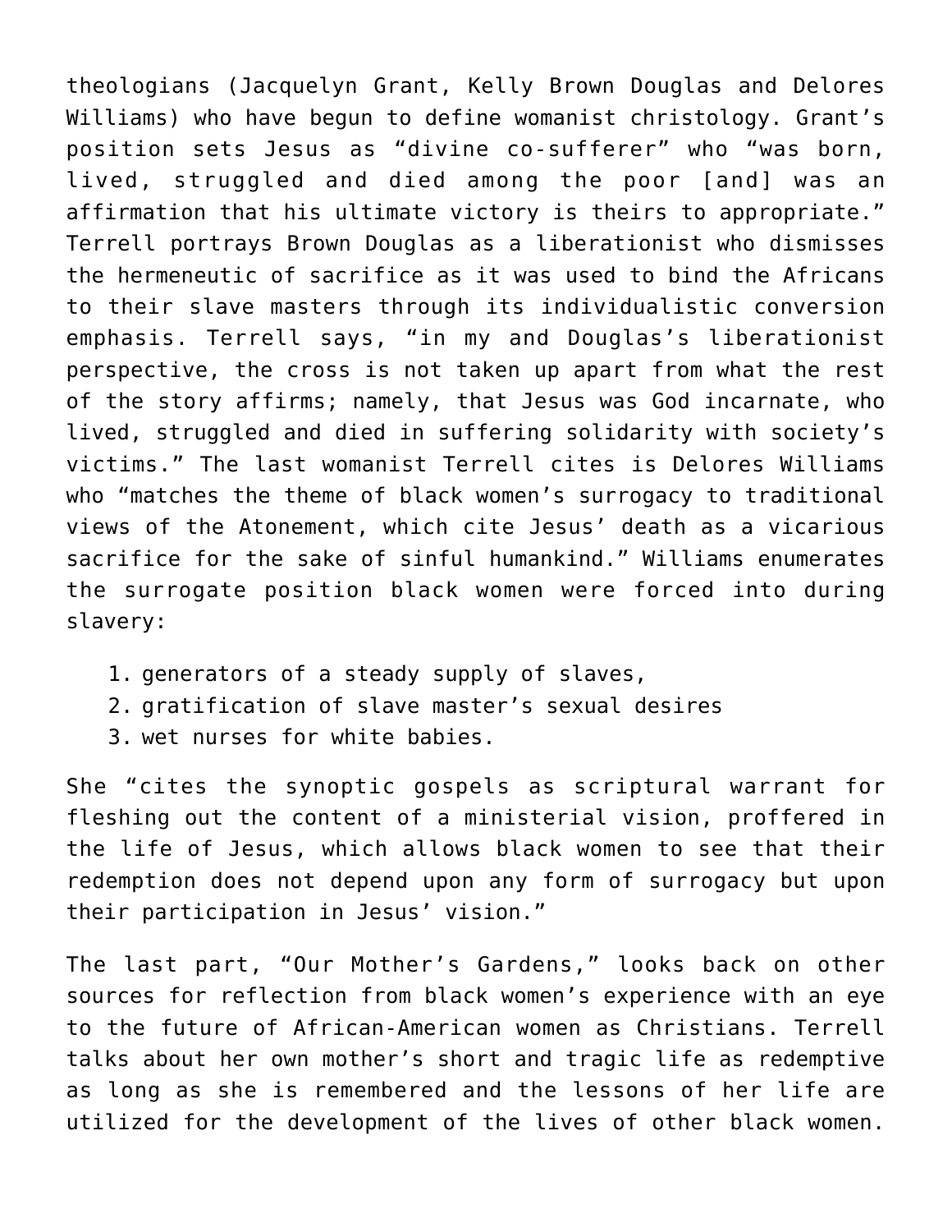theologians (Jacquelyn Grant, Kelly Brown Douglas and Delores Williams) who have begun to define womanist christology. Grant's position sets Jesus as "divine co-sufferer" who "was born, lived, struggled and died among the poor [and] was an affirmation that his ultimate victory is theirs to appropriate." Terrell portrays Brown Douglas as a liberationist who dismisses the hermeneutic of sacrifice as it was used to bind the Africans to their slave masters through its individualistic conversion emphasis. Terrell says, "in my and Douglas's liberationist perspective, the cross is not taken up apart from what the rest of the story affirms; namely, that Jesus was God incarnate, who lived, struggled and died in suffering solidarity with society's victims." The last womanist Terrell cites is Delores Williams who "matches the theme of black women's surrogacy to traditional views of the Atonement, which cite Jesus' death as a vicarious sacrifice for the sake of sinful humankind." Williams enumerates the surrogate position black women were forced into during slavery:

1. generators of a steady supply of slaves,
2. gratification of slave master's sexual desires
3. wet nurses for white babies.

She "cites the synoptic gospels as scriptural warrant for fleshing out the content of a ministerial vision, proffered in the life of Jesus, which allows black women to see that their redemption does not depend upon any form of surrogacy but upon their participation in Jesus' vision."

The last part, "Our Mother's Gardens," looks back on other sources for reflection from black women's experience with an eye to the future of African-American women as Christians. Terrell talks about her own mother's short and tragic life as redemptive as long as she is remembered and the lessons of her life are utilized for the development of the lives of other black women.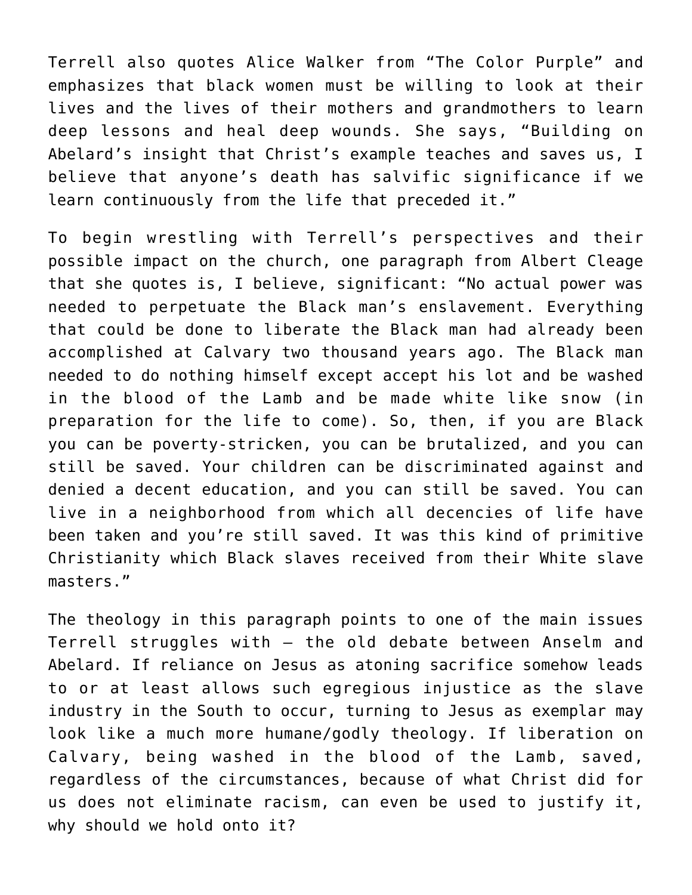Terrell also quotes Alice Walker from "The Color Purple" and emphasizes that black women must be willing to look at their lives and the lives of their mothers and grandmothers to learn deep lessons and heal deep wounds. She says, "Building on Abelard's insight that Christ's example teaches and saves us, I believe that anyone's death has salvific significance if we learn continuously from the life that preceded it."

To begin wrestling with Terrell's perspectives and their possible impact on the church, one paragraph from Albert Cleage that she quotes is, I believe, significant: "No actual power was needed to perpetuate the Black man's enslavement. Everything that could be done to liberate the Black man had already been accomplished at Calvary two thousand years ago. The Black man needed to do nothing himself except accept his lot and be washed in the blood of the Lamb and be made white like snow (in preparation for the life to come). So, then, if you are Black you can be poverty-stricken, you can be brutalized, and you can still be saved. Your children can be discriminated against and denied a decent education, and you can still be saved. You can live in a neighborhood from which all decencies of life have been taken and you're still saved. It was this kind of primitive Christianity which Black slaves received from their White slave masters."

The theology in this paragraph points to one of the main issues Terrell struggles with – the old debate between Anselm and Abelard. If reliance on Jesus as atoning sacrifice somehow leads to or at least allows such egregious injustice as the slave industry in the South to occur, turning to Jesus as exemplar may look like a much more humane/godly theology. If liberation on Calvary, being washed in the blood of the Lamb, saved, regardless of the circumstances, because of what Christ did for us does not eliminate racism, can even be used to justify it, why should we hold onto it?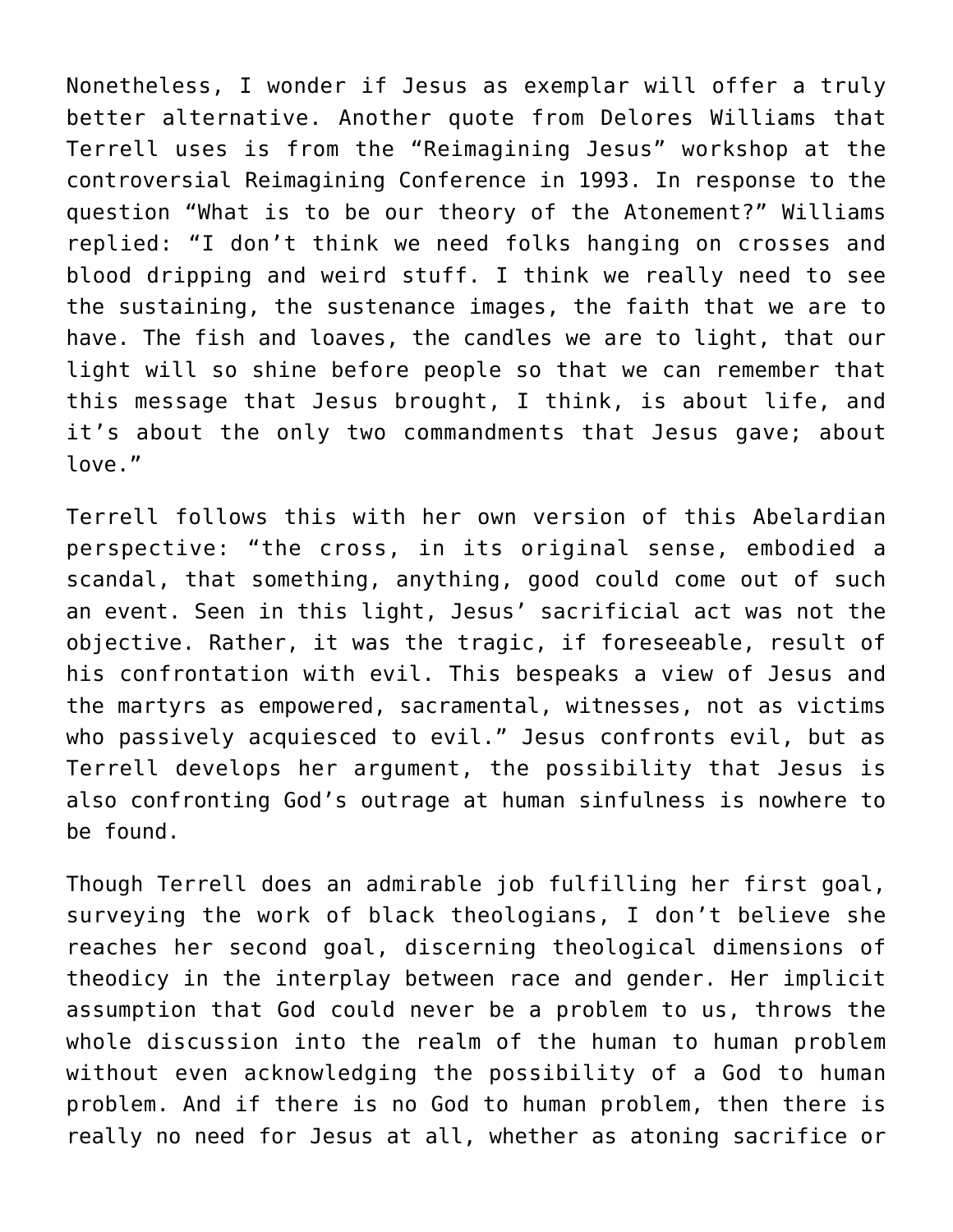Nonetheless, I wonder if Jesus as exemplar will offer a truly better alternative. Another quote from Delores Williams that Terrell uses is from the "Reimagining Jesus" workshop at the controversial Reimagining Conference in 1993. In response to the question "What is to be our theory of the Atonement?" Williams replied: "I don't think we need folks hanging on crosses and blood dripping and weird stuff. I think we really need to see the sustaining, the sustenance images, the faith that we are to have. The fish and loaves, the candles we are to light, that our light will so shine before people so that we can remember that this message that Jesus brought, I think, is about life, and it's about the only two commandments that Jesus gave; about love."

Terrell follows this with her own version of this Abelardian perspective: "the cross, in its original sense, embodied a scandal, that something, anything, good could come out of such an event. Seen in this light, Jesus' sacrificial act was not the objective. Rather, it was the tragic, if foreseeable, result of his confrontation with evil. This bespeaks a view of Jesus and the martyrs as empowered, sacramental, witnesses, not as victims who passively acquiesced to evil." Jesus confronts evil, but as Terrell develops her argument, the possibility that Jesus is also confronting God's outrage at human sinfulness is nowhere to be found.

Though Terrell does an admirable job fulfilling her first goal, surveying the work of black theologians, I don't believe she reaches her second goal, discerning theological dimensions of theodicy in the interplay between race and gender. Her implicit assumption that God could never be a problem to us, throws the whole discussion into the realm of the human to human problem without even acknowledging the possibility of a God to human problem. And if there is no God to human problem, then there is really no need for Jesus at all, whether as atoning sacrifice or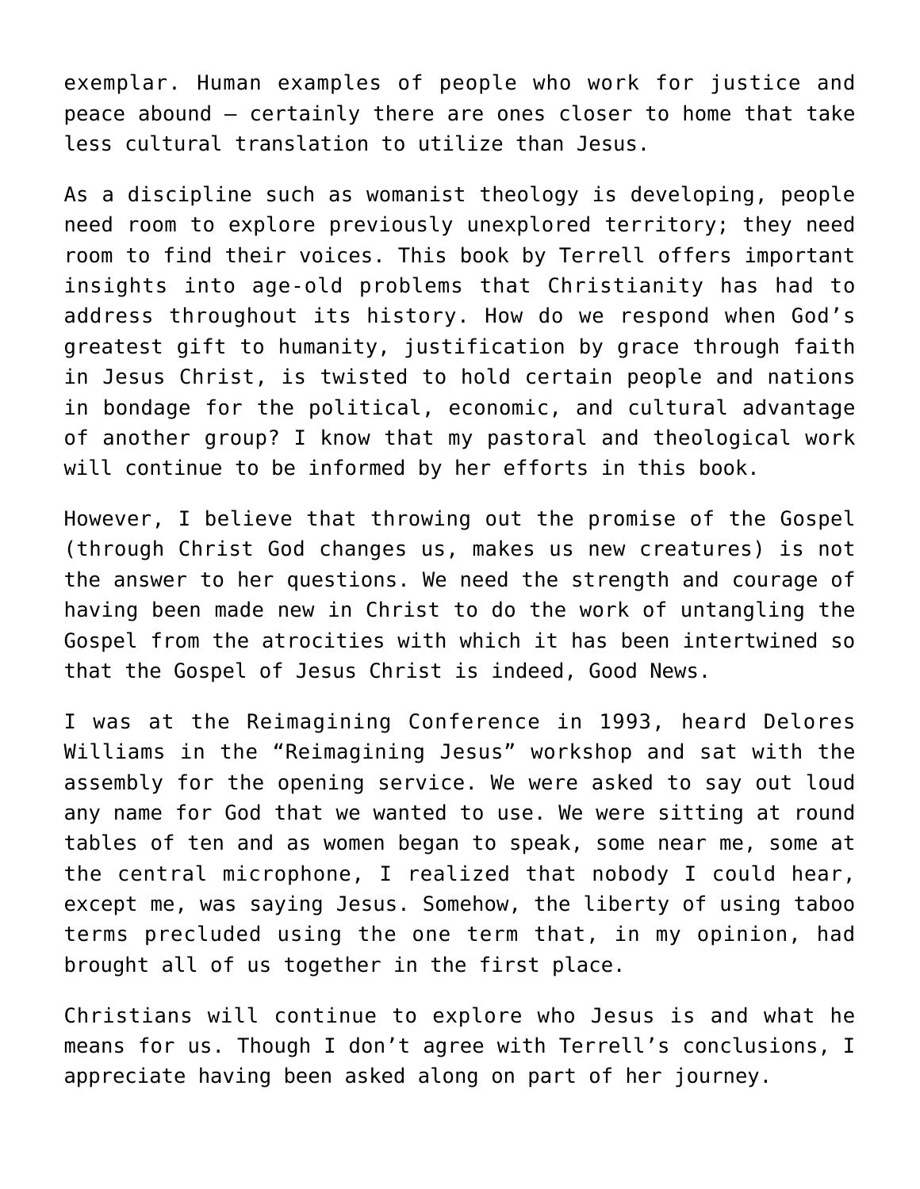exemplar. Human examples of people who work for justice and peace abound – certainly there are ones closer to home that take less cultural translation to utilize than Jesus.

As a discipline such as womanist theology is developing, people need room to explore previously unexplored territory; they need room to find their voices. This book by Terrell offers important insights into age-old problems that Christianity has had to address throughout its history. How do we respond when God's greatest gift to humanity, justification by grace through faith in Jesus Christ, is twisted to hold certain people and nations in bondage for the political, economic, and cultural advantage of another group? I know that my pastoral and theological work will continue to be informed by her efforts in this book.

However, I believe that throwing out the promise of the Gospel (through Christ God changes us, makes us new creatures) is not the answer to her questions. We need the strength and courage of having been made new in Christ to do the work of untangling the Gospel from the atrocities with which it has been intertwined so that the Gospel of Jesus Christ is indeed, Good News.

I was at the Reimagining Conference in 1993, heard Delores Williams in the "Reimagining Jesus" workshop and sat with the assembly for the opening service. We were asked to say out loud any name for God that we wanted to use. We were sitting at round tables of ten and as women began to speak, some near me, some at the central microphone, I realized that nobody I could hear, except me, was saying Jesus. Somehow, the liberty of using taboo terms precluded using the one term that, in my opinion, had brought all of us together in the first place.

Christians will continue to explore who Jesus is and what he means for us. Though I don't agree with Terrell's conclusions, I appreciate having been asked along on part of her journey.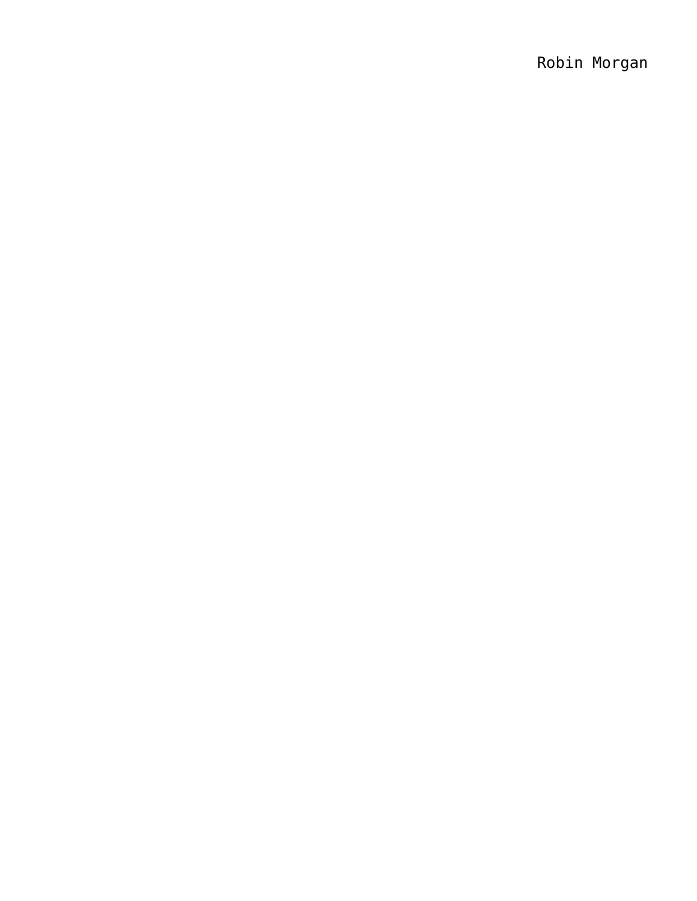Robin Morgan